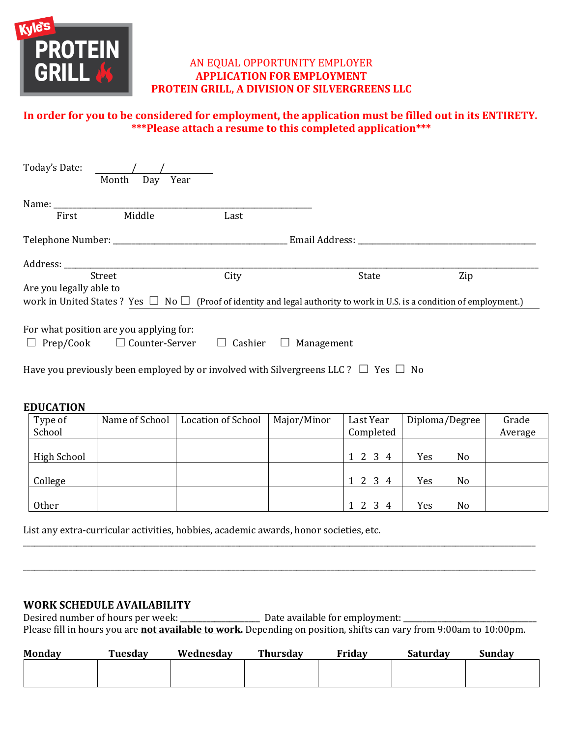Kyle's PROTEIN GRILL

AN EQUAL OPPORTUNITY EMPLOYER
**APPLICATION FOR EMPLOYMENT**
**PROTEIN GRILL, A DIVISION OF SILVERGREENS LLC**

**In order for you to be considered for employment, the application must be filled out in its ENTIRETY.**
**\*\*\*Please attach a resume to this completed application\*\*\***

Today's Date: ________/______/__________
Month Day Year

Name: ____________________________________________________________
First Middle Last

Telephone Number: ________________________________________ Email Address: __________________________________________

Address: ________________________________________________________________________________________________________
Street City State Zip

Are you legally able to work in United States ? Yes ☐ No ☐ (Proof of identity and legal authority to work in U.S. is a condition of employment.)

For what position are you applying for:
☐ Prep/Cook ☐ Counter-Server ☐ Cashier ☐ Management

Have you previously been employed by or involved with Silvergreens LLC ? ☐ Yes ☐ No

## EDUCATION

| Type of School | Name of School | Location of School | Major/Minor | Last Year Completed | Diploma/Degree | Grade Average |
|---|---|---|---|---|---|---|
| High School | | | | 1 2 3 4 | Yes No | |
| College | | | | 1 2 3 4 | Yes No | |
| Other | | | | 1 2 3 4 | Yes No | |

List any extra-curricular activities, hobbies, academic awards, honor societies, etc.
______________________________________________________________________________________________________________
______________________________________________________________________________________________________________

## WORK SCHEDULE AVAILABILITY

Desired number of hours per week: ________________ Date available for employment: ______________________________
Please fill in hours you are **not available to work.** Depending on position, shifts can vary from 9:00am to 10:00pm.

| Monday | Tuesday | Wednesday | Thursday | Friday | Saturday | Sunday |
|---|---|---|---|---|---|---|
| | | | | | | |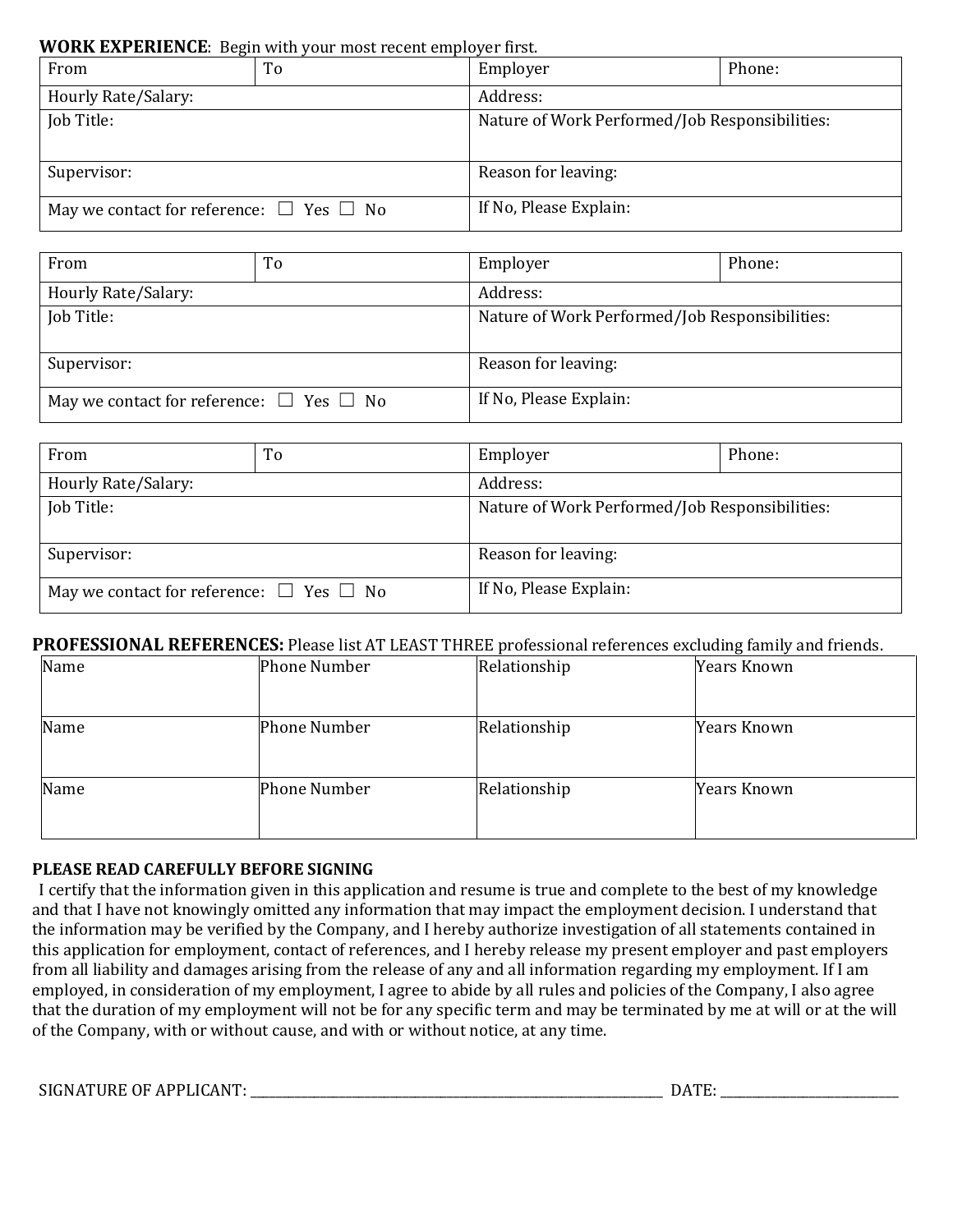**WORK EXPERIENCE**: Begin with your most recent employer first.

| | | | |
|---|---|---|---|
| From | To | Employer | Phone: |
| Hourly Rate/Salary: | | Address: | |
| Job Title: | | Nature of Work Performed/Job Responsibilities: | |
| Supervisor: | | Reason for leaving: | |
| May we contact for reference: ☐ Yes ☐ No | | If No, Please Explain: | |

| | | | |
|---|---|---|---|
| From | To | Employer | Phone: |
| Hourly Rate/Salary: | | Address: | |
| Job Title: | | Nature of Work Performed/Job Responsibilities: | |
| Supervisor: | | Reason for leaving: | |
| May we contact for reference: ☐ Yes ☐ No | | If No, Please Explain: | |

| | | | |
|---|---|---|---|
| From | To | Employer | Phone: |
| Hourly Rate/Salary: | | Address: | |
| Job Title: | | Nature of Work Performed/Job Responsibilities: | |
| Supervisor: | | Reason for leaving: | |
| May we contact for reference: ☐ Yes ☐ No | | If No, Please Explain: | |

**PROFESSIONAL REFERENCES:** Please list AT LEAST THREE professional references excluding family and friends.

| | | | |
|---|---|---|---|
| Name | Phone Number | Relationship | Years Known |
| Name | Phone Number | Relationship | Years Known |
| Name | Phone Number | Relationship | Years Known |

**PLEASE READ CAREFULLY BEFORE SIGNING**

I certify that the information given in this application and resume is true and complete to the best of my knowledge and that I have not knowingly omitted any information that may impact the employment decision. I understand that the information may be verified by the Company, and I hereby authorize investigation of all statements contained in this application for employment, contact of references, and I hereby release my present employer and past employers from all liability and damages arising from the release of any and all information regarding my employment. If I am employed, in consideration of my employment, I agree to abide by all rules and policies of the Company, I also agree that the duration of my employment will not be for any specific term and may be terminated by me at will or at the will of the Company, with or without cause, and with or without notice, at any time.

SIGNATURE OF APPLICANT: ______________________________ DATE: ______________